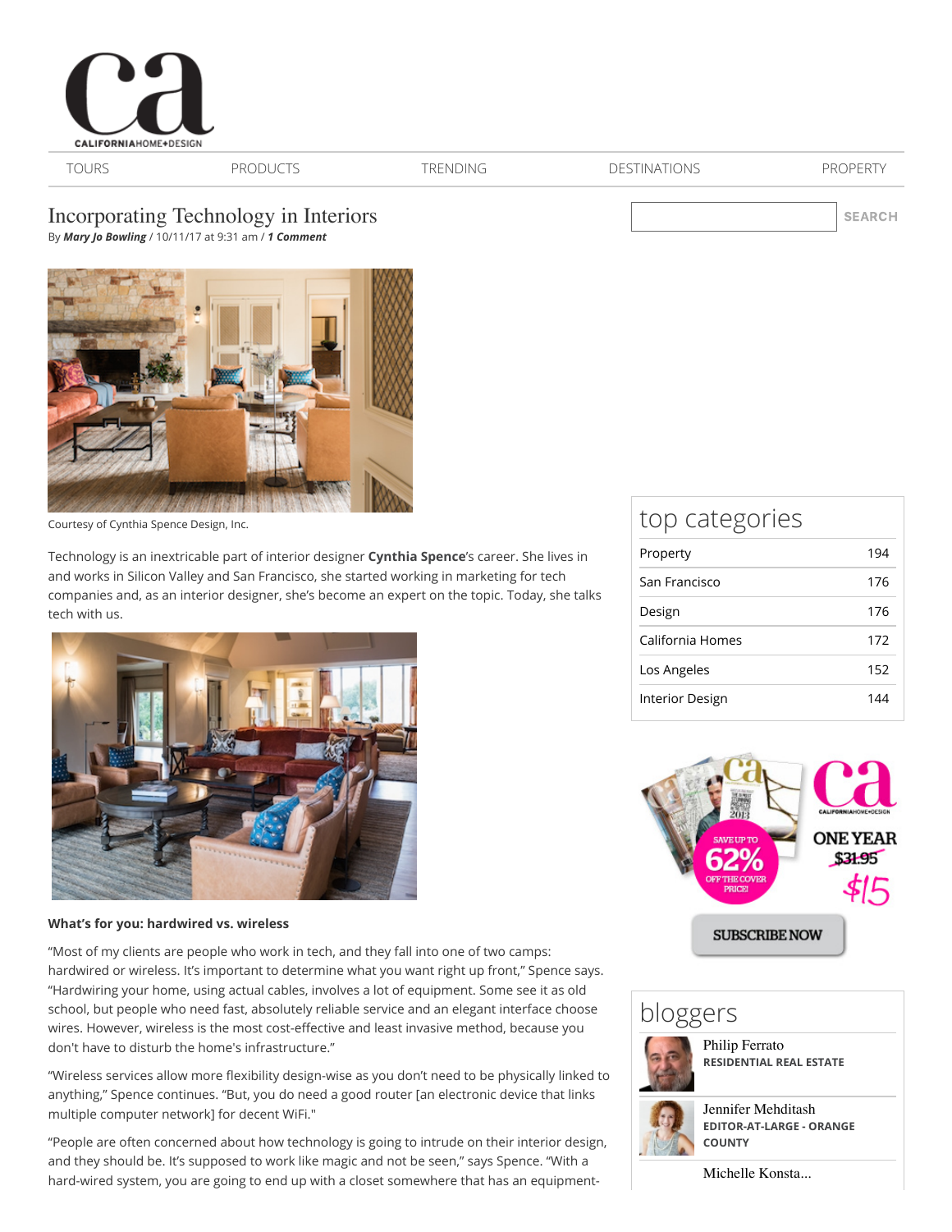CALIFORNIAHOME+DESIGN

TOURS | PRODUCTS | TRENDING | DESTINATIONS | PROPERTY

# Incorporating Technology in Interiors

By ***Mary Jo Bowling*** / 10/11/17 at 9:31 am / ***1 Comment***

Courtesy of Cynthia Spence Design, Inc.

Technology is an inextricable part of interior designer **Cynthia Spence**'s career. She lives in and works in Silicon Valley and San Francisco, she started working in marketing for tech companies and, as an interior designer, she's become an expert on the topic. Today, she talks tech with us.

**What's for you: hardwired vs. wireless**

"Most of my clients are people who work in tech, and they fall into one of two camps: hardwired or wireless. It's important to determine what you want right up front," Spence says. "Hardwiring your home, using actual cables, involves a lot of equipment. Some see it as old school, but people who need fast, absolutely reliable service and an elegant interface choose wires. However, wireless is the most cost-effective and least invasive method, because you don't have to disturb the home's infrastructure."

"Wireless services allow more flexibility design-wise as you don't need to be physically linked to anything," Spence continues. "But, you do need a good router [an electronic device that links multiple computer network] for decent WiFi."

"People are often concerned about how technology is going to intrude on their interior design, and they should be. It's supposed to work like magic and not be seen," says Spence. "With a hard-wired system, you are going to end up with a closet somewhere that has an equipment-

## top categories

| Category | Count |
|---|---|
| Property | 194 |
| San Francisco | 176 |
| Design | 176 |
| California Homes | 172 |
| Los Angeles | 152 |
| Interior Design | 144 |

SAVE UP TO 62% OFF THE COVER PRICE! ONE YEAR ~~$31.95~~ $15

SUBSCRIBE NOW

## bloggers

Philip Ferrato
RESIDENTIAL REAL ESTATE

Jennifer Mehditash
EDITOR-AT-LARGE - ORANGE COUNTY

Michelle Konsta...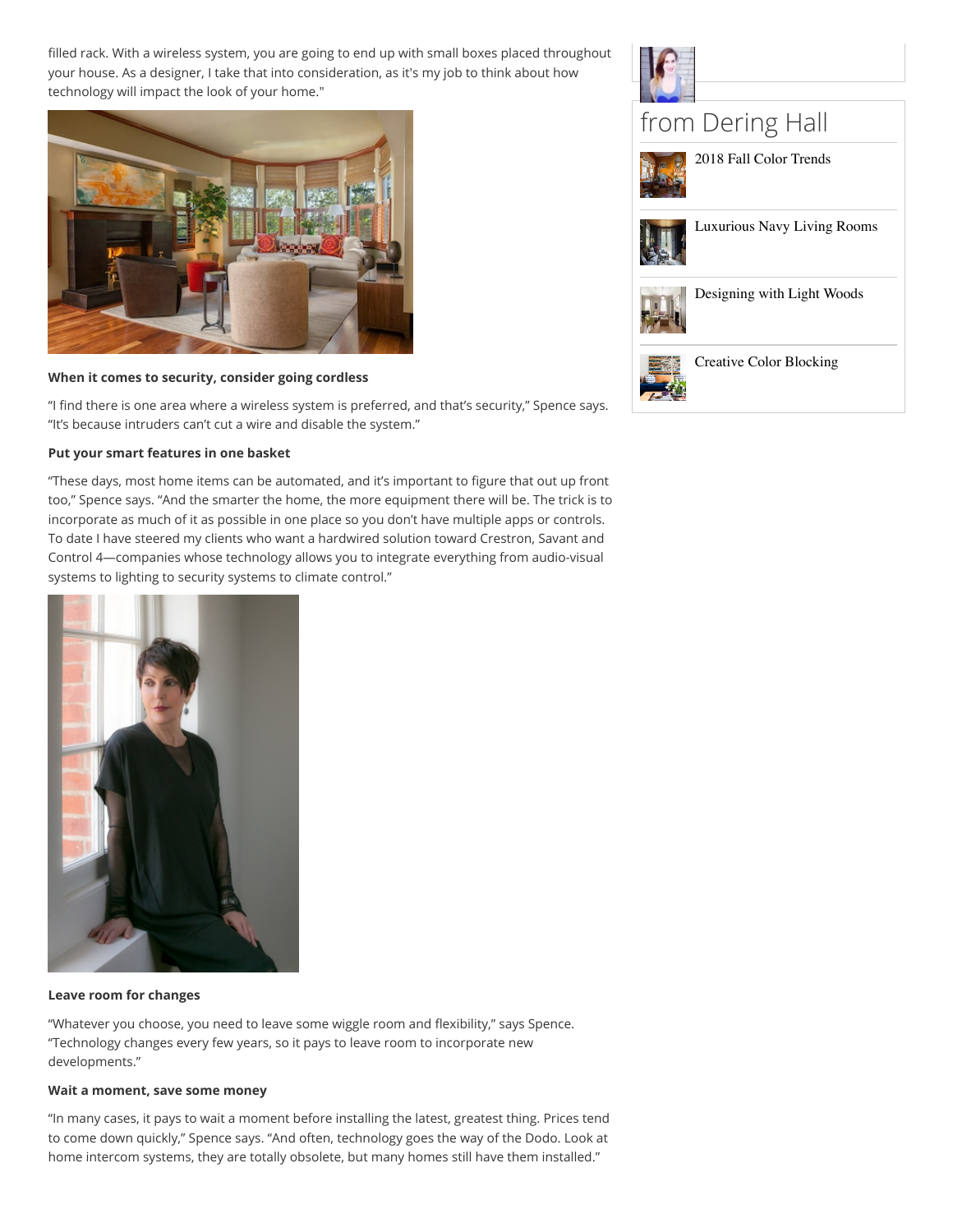filled rack. With a wireless system, you are going to end up with small boxes placed throughout your house. As a designer, I take that into consideration, as it's my job to think about how technology will impact the look of your home."

**When it comes to security, consider going cordless**

"I find there is one area where a wireless system is preferred, and that's security," Spence says. "It's because intruders can't cut a wire and disable the system."

**Put your smart features in one basket**

"These days, most home items can be automated, and it's important to figure that out up front too," Spence says. "And the smarter the home, the more equipment there will be. The trick is to incorporate as much of it as possible in one place so you don't have multiple apps or controls. To date I have steered my clients who want a hardwired solution toward Crestron, Savant and Control 4—companies whose technology allows you to integrate everything from audio-visual systems to lighting to security systems to climate control."

**Leave room for changes**

"Whatever you choose, you need to leave some wiggle room and flexibility," says Spence. "Technology changes every few years, so it pays to leave room to incorporate new developments."

**Wait a moment, save some money**

"In many cases, it pays to wait a moment before installing the latest, greatest thing. Prices tend to come down quickly," Spence says. "And often, technology goes the way of the Dodo. Look at home intercom systems, they are totally obsolete, but many homes still have them installed."

## from Dering Hall

- 2018 Fall Color Trends
- Luxurious Navy Living Rooms
- Designing with Light Woods
- Creative Color Blocking